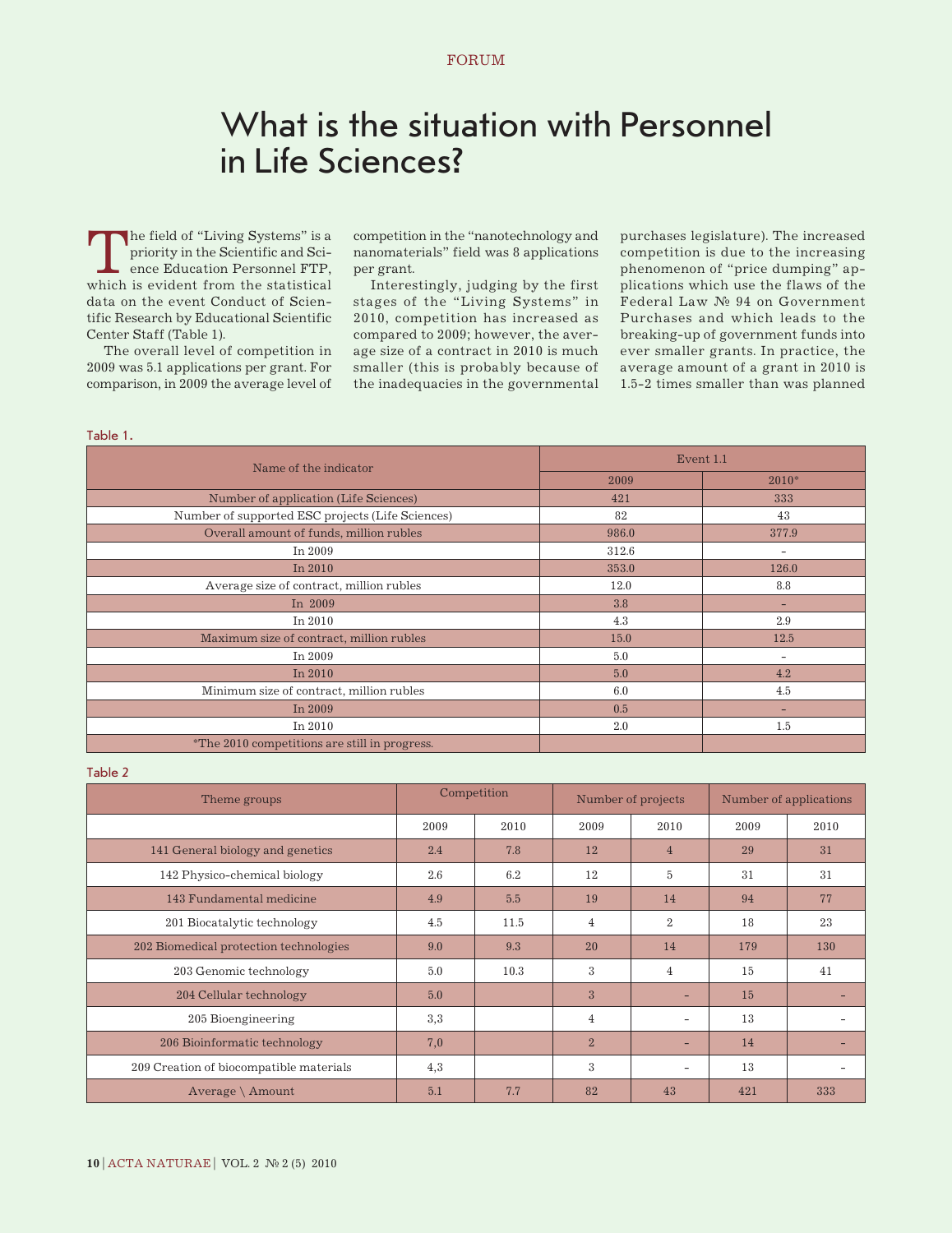FORUM

# What is the situation with Personnel in Life Sciences?

The field of "Living Systems" is a priority in the Scientific and Science Education Personnel FTP, which is evident from the statistical data on the event Conduct of Scientific Research by Educational Scientific Center Staff (Table 1).

The overall level of competition in 2009 was 5.1 applications per grant. For comparison, in 2009 the average level of competition in the "nanotechnology and nanomaterials" field was 8 applications per grant.

Interestingly, judging by the first stages of the "Living Systems" in 2010, competition has increased as compared to 2009; however, the average size of a contract in 2010 is much smaller (this is probably because of the inadequacies in the governmental purchases legislature). The increased competition is due to the increasing phenomenon of "price dumping" applications which use the flaws of the Federal Law № 94 on Government Purchases and which leads to the breaking-up of government funds into ever smaller grants. In practice, the average amount of a grant in 2010 is 1.5-2 times smaller than was planned

Table 1.

| Name of the indicator | Event 1.1 | |
|---|---|---|
| | 2009 | 2010* |
| Number of application (Life Sciences) | 421 | 333 |
| Number of supported ESC projects (Life Sciences) | 82 | 43 |
| Overall amount of funds, million rubles | 986.0 | 377.9 |
| In 2009 | 312.6 | - |
| In 2010 | 353.0 | 126.0 |
| Average size of contract, million rubles | 12.0 | 8.8 |
| In 2009 | 3.8 | - |
| In 2010 | 4.3 | 2.9 |
| Maximum size of contract, million rubles | 15.0 | 12.5 |
| In 2009 | 5.0 | - |
| In 2010 | 5.0 | 4.2 |
| Minimum size of contract, million rubles | 6.0 | 4.5 |
| In 2009 | 0.5 | - |
| In 2010 | 2.0 | 1.5 |
| *The 2010 competitions are still in progress. | | |

Table 2

| Theme groups | Competition | | Number of projects | | Number of applications | |
|---|---|---|---|---|---|---|
| | 2009 | 2010 | 2009 | 2010 | 2009 | 2010 |
| 141 General biology and genetics | 2.4 | 7.8 | 12 | 4 | 29 | 31 |
| 142 Physico-chemical biology | 2.6 | 6.2 | 12 | 5 | 31 | 31 |
| 143 Fundamental medicine | 4.9 | 5.5 | 19 | 14 | 94 | 77 |
| 201 Biocatalytic technology | 4.5 | 11.5 | 4 | 2 | 18 | 23 |
| 202 Biomedical protection technologies | 9.0 | 9.3 | 20 | 14 | 179 | 130 |
| 203 Genomic technology | 5.0 | 10.3 | 3 | 4 | 15 | 41 |
| 204 Cellular technology | 5.0 | | 3 | - | 15 | - |
| 205 Bioengineering | 3,3 | | 4 | - | 13 | - |
| 206 Bioinformatic technology | 7,0 | | 2 | - | 14 | - |
| 209 Creation of biocompatible materials | 4,3 | | 3 | - | 13 | - |
| Average \ Amount | 5.1 | 7.7 | 82 | 43 | 421 | 333 |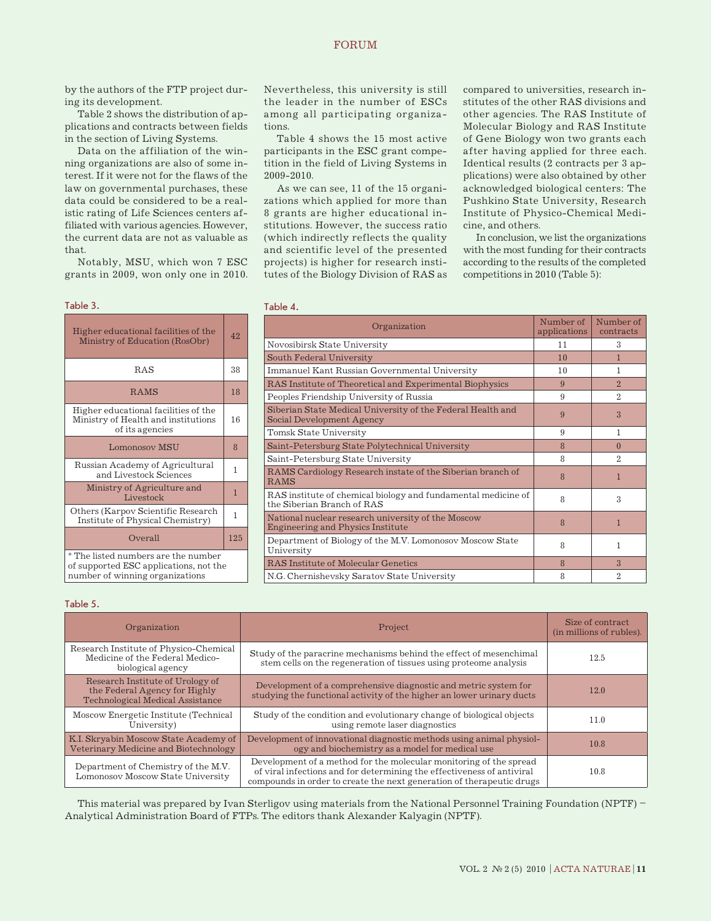by the authors of the FTP project during its development.

Table 2 shows the distribution of applications and contracts between fields in the section of Living Systems.

Data on the affiliation of the winning organizations are also of some interest. If it were not for the flaws of the law on governmental purchases, these data could be considered to be a realistic rating of Life Sciences centers affiliated with various agencies. However, the current data are not as valuable as that.

Notably, MSU, which won 7 ESC grants in 2009, won only one in 2010. Nevertheless, this university is still the leader in the number of ESCs among all participating organizations.

Table 4 shows the 15 most active participants in the ESC grant competition in the field of Living Systems in 2009-2010.

As we can see, 11 of the 15 organizations which applied for more than 8 grants are higher educational institutions. However, the success ratio (which indirectly reflects the quality and scientific level of the presented projects) is higher for research institutes of the Biology Division of RAS as compared to universities, research institutes of the other RAS divisions and other agencies. The RAS Institute of Molecular Biology and RAS Institute of Gene Biology won two grants each after having applied for three each. Identical results (2 contracts per 3 applications) were also obtained by other acknowledged biological centers: The Pushkino State University, Research Institute of Physico-Chemical Medicine, and others.

In conclusion, we list the organizations with the most funding for their contracts according to the results of the completed competitions in 2010 (Table 5):

Table 3.

| | |
|---|---|
| Higher educational facilities of the Ministry of Education (RosObr) | 42 |
| RAS | 38 |
| RAMS | 18 |
| Higher educational facilities of the Ministry of Health and institutions of its agencies | 16 |
| Lomonosov MSU | 8 |
| Russian Academy of Agricultural and Livestock Sciences | 1 |
| Ministry of Agriculture and Livestock | 1 |
| Others (Karpov Scientific Research Institute of Physical Chemistry) | 1 |
| Overall | 125 |

* The listed numbers are the number of supported ESC applications, not the number of winning organizations

Table 4.

| Organization | Number of applications | Number of contracts |
|---|---|---|
| Novosibirsk State University | 11 | 3 |
| South Federal University | 10 | 1 |
| Immanuel Kant Russian Governmental University | 10 | 1 |
| RAS Institute of Theoretical and Experimental Biophysics | 9 | 2 |
| Peoples Friendship University of Russia | 9 | 2 |
| Siberian State Medical University of the Federal Health and Social Development Agency | 9 | 3 |
| Tomsk State University | 9 | 1 |
| Saint-Petersburg State Polytechnical University | 8 | 0 |
| Saint-Petersburg State University | 8 | 2 |
| RAMS Cardiology Research instate of the Siberian branch of RAMS | 8 | 1 |
| RAS institute of chemical biology and fundamental medicine of the Siberian Branch of RAS | 8 | 3 |
| National nuclear research university of the Moscow Engineering and Physics Institute | 8 | 1 |
| Department of Biology of the M.V. Lomonosov Moscow State University | 8 | 1 |
| RAS Institute of Molecular Genetics | 8 | 3 |
| N.G. Chernishevsky Saratov State University | 8 | 2 |

Table 5.

| Organization | Project | Size of contract (in millions of rubles). |
|---|---|---|
| Research Institute of Physico-Chemical Medicine of the Federal Medico-biological agency | Study of the paracrine mechanisms behind the effect of mesenchimal stem cells on the regeneration of tissues using proteome analysis | 12.5 |
| Research Institute of Urology of the Federal Agency for Highly Technological Medical Assistance | Development of a comprehensive diagnostic and metric system for studying the functional activity of the higher an lower urinary ducts | 12.0 |
| Moscow Energetic Institute (Technical University) | Study of the condition and evolutionary change of biological objects using remote laser diagnostics | 11.0 |
| K.I. Skryabin Moscow State Academy of Veterinary Medicine and Biotechnology | Development of innovational diagnostic methods using animal physiology and biochemistry as a model for medical use | 10.8 |
| Department of Chemistry of the M.V. Lomonosov Moscow State University | Development of a method for the molecular monitoring of the spread of viral infections and for determining the effectiveness of antiviral compounds in order to create the next generation of therapeutic drugs | 10.8 |

This material was prepared by Ivan Sterligov using materials from the National Personnel Training Foundation (NPTF) – Analytical Administration Board of FTPs. The editors thank Alexander Kalyagin (NPTF).